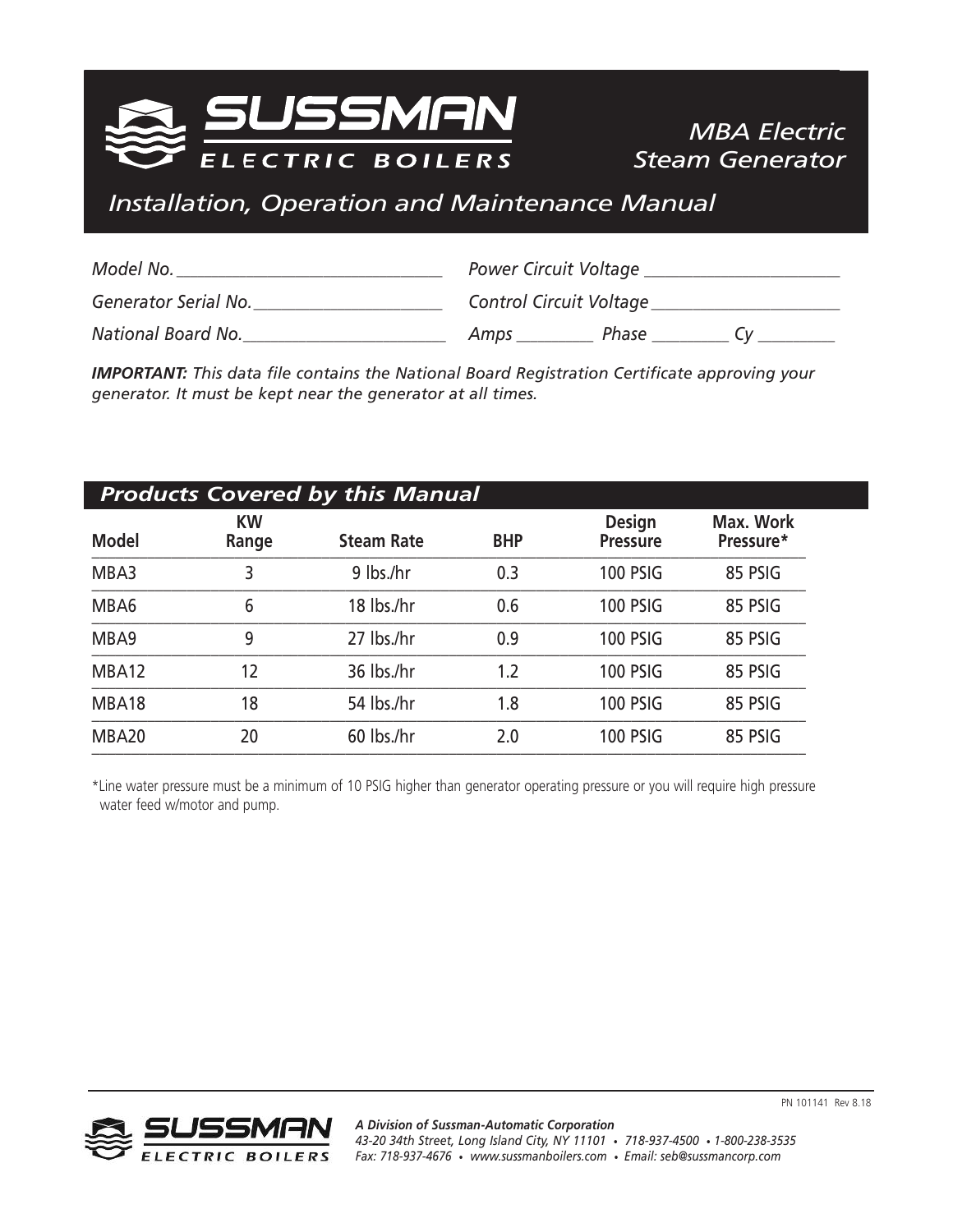# SUSSMAN ELECTRIC BOILERS

## MBA Electric Steam Generator

## Installation, Operation and Maintenance Manual

*Model No.* ______________________________ *Power Circuit Voltage* ______________________

*Generator Serial No.* ______________________ *Control Circuit Voltage* _____________________

*National Board No.* _______________________ *Amps* _________ *Phase* _________ *Cy* _________

***IMPORTANT:*** *This data file contains the National Board Registration Certificate approving your generator. It must be kept near the generator at all times.*

## Products Covered by this Manual

| Model | KW Range | Steam Rate | BHP | Design Pressure | Max. Work Pressure* |
|---|---|---|---|---|---|
| MBA3 | 3 | 9 lbs./hr | 0.3 | 100 PSIG | 85 PSIG |
| MBA6 | 6 | 18 lbs./hr | 0.6 | 100 PSIG | 85 PSIG |
| MBA9 | 9 | 27 lbs./hr | 0.9 | 100 PSIG | 85 PSIG |
| MBA12 | 12 | 36 lbs./hr | 1.2 | 100 PSIG | 85 PSIG |
| MBA18 | 18 | 54 lbs./hr | 1.8 | 100 PSIG | 85 PSIG |
| MBA20 | 20 | 60 lbs./hr | 2.0 | 100 PSIG | 85 PSIG |

*Line water pressure must be a minimum of 10 PSIG higher than generator operating pressure or you will require high pressure water feed w/motor and pump.

PN 101141 Rev 8.18

***A Division of Sussman-Automatic Corporation***
*43-20 34th Street, Long Island City, NY 11101 • 718-937-4500 • 1-800-238-3535*
*Fax: 718-937-4676 • www.sussmanboilers.com • Email: seb@sussmancorp.com*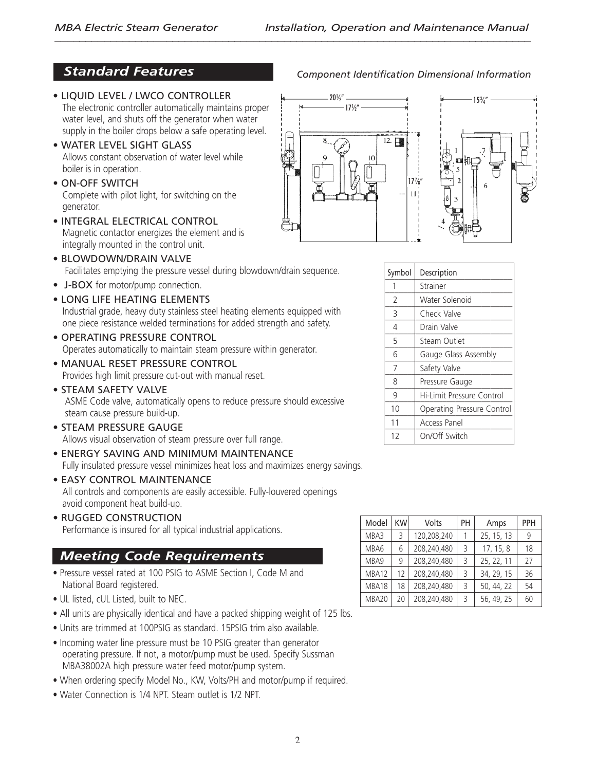## Standard Features

- LIQUID LEVEL / LWCO CONTROLLER
  The electronic controller automatically maintains proper water level, and shuts off the generator when water supply in the boiler drops below a safe operating level.
- WATER LEVEL SIGHT GLASS
  Allows constant observation of water level while boiler is in operation.
- ON-OFF SWITCH
  Complete with pilot light, for switching on the generator.
- INTEGRAL ELECTRICAL CONTROL
  Magnetic contactor energizes the element and is integrally mounted in the control unit.
- BLOWDOWN/DRAIN VALVE
  Facilitates emptying the pressure vessel during blowdown/drain sequence.
- J-BOX for motor/pump connection.
- LONG LIFE HEATING ELEMENTS
  Industrial grade, heavy duty stainless steel heating elements equipped with one piece resistance welded terminations for added strength and safety.
- OPERATING PRESSURE CONTROL
  Operates automatically to maintain steam pressure within generator.
- MANUAL RESET PRESSURE CONTROL
  Provides high limit pressure cut-out with manual reset.
- STEAM SAFETY VALVE
  ASME Code valve, automatically opens to reduce pressure should excessive steam cause pressure build-up.
- STEAM PRESSURE GAUGE
  Allows visual observation of steam pressure over full range.
- ENERGY SAVING AND MINIMUM MAINTENANCE
  Fully insulated pressure vessel minimizes heat loss and maximizes energy savings.
- EASY CONTROL MAINTENANCE
  All controls and components are easily accessible. Fully-louvered openings avoid component heat build-up.
- RUGGED CONSTRUCTION
  Performance is insured for all typical industrial applications.

*Component Identification Dimensional Information*

20½″ 17½″ 17⅞″ 15¾″

| Symbol | Description |
|---|---|
| 1 | Strainer |
| 2 | Water Solenoid |
| 3 | Check Valve |
| 4 | Drain Valve |
| 5 | Steam Outlet |
| 6 | Gauge Glass Assembly |
| 7 | Safety Valve |
| 8 | Pressure Gauge |
| 9 | Hi-Limit Pressure Control |
| 10 | Operating Pressure Control |
| 11 | Access Panel |
| 12 | On/Off Switch |

| Model | KW | Volts | PH | Amps | PPH |
|---|---|---|---|---|---|
| MBA3 | 3 | 120,208,240 | 1 | 25, 15, 13 | 9 |
| MBA6 | 6 | 208,240,480 | 3 | 17, 15, 8 | 18 |
| MBA9 | 9 | 208,240,480 | 3 | 25, 22, 11 | 27 |
| MBA12 | 12 | 208,240,480 | 3 | 34, 29, 15 | 36 |
| MBA18 | 18 | 208,240,480 | 3 | 50, 44, 22 | 54 |
| MBA20 | 20 | 208,240,480 | 3 | 56, 49, 25 | 60 |

## Meeting Code Requirements

- Pressure vessel rated at 100 PSIG to ASME Section I, Code M and National Board registered.
- UL listed, cUL Listed, built to NEC.
- All units are physically identical and have a packed shipping weight of 125 lbs.
- Units are trimmed at 100PSIG as standard. 15PSIG trim also available.
- Incoming water line pressure must be 10 PSIG greater than generator operating pressure. If not, a motor/pump must be used. Specify Sussman MBA38002A high pressure water feed motor/pump system.
- When ordering specify Model No., KW, Volts/PH and motor/pump if required.
- Water Connection is 1/4 NPT. Steam outlet is 1/2 NPT.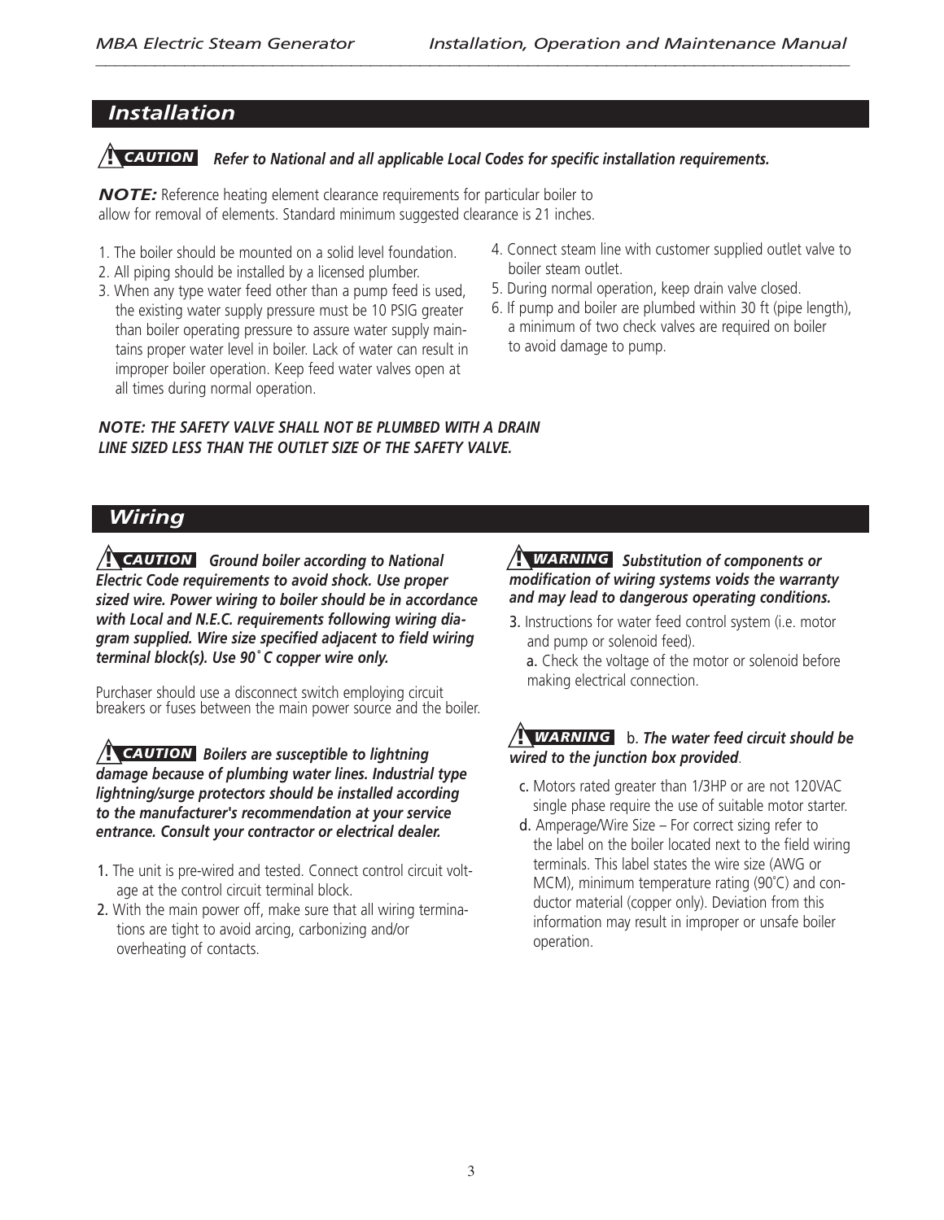## Installation

**⚠ CAUTION** ***Refer to National and all applicable Local Codes for specific installation requirements.***

***NOTE:*** Reference heating element clearance requirements for particular boiler to allow for removal of elements. Standard minimum suggested clearance is 21 inches.

1. The boiler should be mounted on a solid level foundation.
2. All piping should be installed by a licensed plumber.
3. When any type water feed other than a pump feed is used, the existing water supply pressure must be 10 PSIG greater than boiler operating pressure to assure water supply maintains proper water level in boiler. Lack of water can result in improper boiler operation. Keep feed water valves open at all times during normal operation.
4. Connect steam line with customer supplied outlet valve to boiler steam outlet.
5. During normal operation, keep drain valve closed.
6. If pump and boiler are plumbed within 30 ft (pipe length), a minimum of two check valves are required on boiler to avoid damage to pump.

***NOTE: THE SAFETY VALVE SHALL NOT BE PLUMBED WITH A DRAIN LINE SIZED LESS THAN THE OUTLET SIZE OF THE SAFETY VALVE.***

## Wiring

**⚠ CAUTION** ***Ground boiler according to National Electric Code requirements to avoid shock. Use proper sized wire. Power wiring to boiler should be in accordance with Local and N.E.C. requirements following wiring diagram supplied. Wire size specified adjacent to field wiring terminal block(s). Use 90˚C copper wire only.***

Purchaser should use a disconnect switch employing circuit breakers or fuses between the main power source and the boiler.

**⚠ CAUTION** ***Boilers are susceptible to lightning damage because of plumbing water lines. Industrial type lightning/surge protectors should be installed according to the manufacturer's recommendation at your service entrance. Consult your contractor or electrical dealer.***

1. The unit is pre-wired and tested. Connect control circuit voltage at the control circuit terminal block.
2. With the main power off, make sure that all wiring terminations are tight to avoid arcing, carbonizing and/or overheating of contacts.

**⚠ WARNING** ***Substitution of components or modification of wiring systems voids the warranty and may lead to dangerous operating conditions.***

3. Instructions for water feed control system (i.e. motor and pump or solenoid feed).
   a. Check the voltage of the motor or solenoid before making electrical connection.

**⚠ WARNING** b. ***The water feed circuit should be wired to the junction box provided***.

   c. Motors rated greater than 1/3HP or are not 120VAC single phase require the use of suitable motor starter.
   d. Amperage/Wire Size – For correct sizing refer to the label on the boiler located next to the field wiring terminals. This label states the wire size (AWG or MCM), minimum temperature rating (90˚C) and conductor material (copper only). Deviation from this information may result in improper or unsafe boiler operation.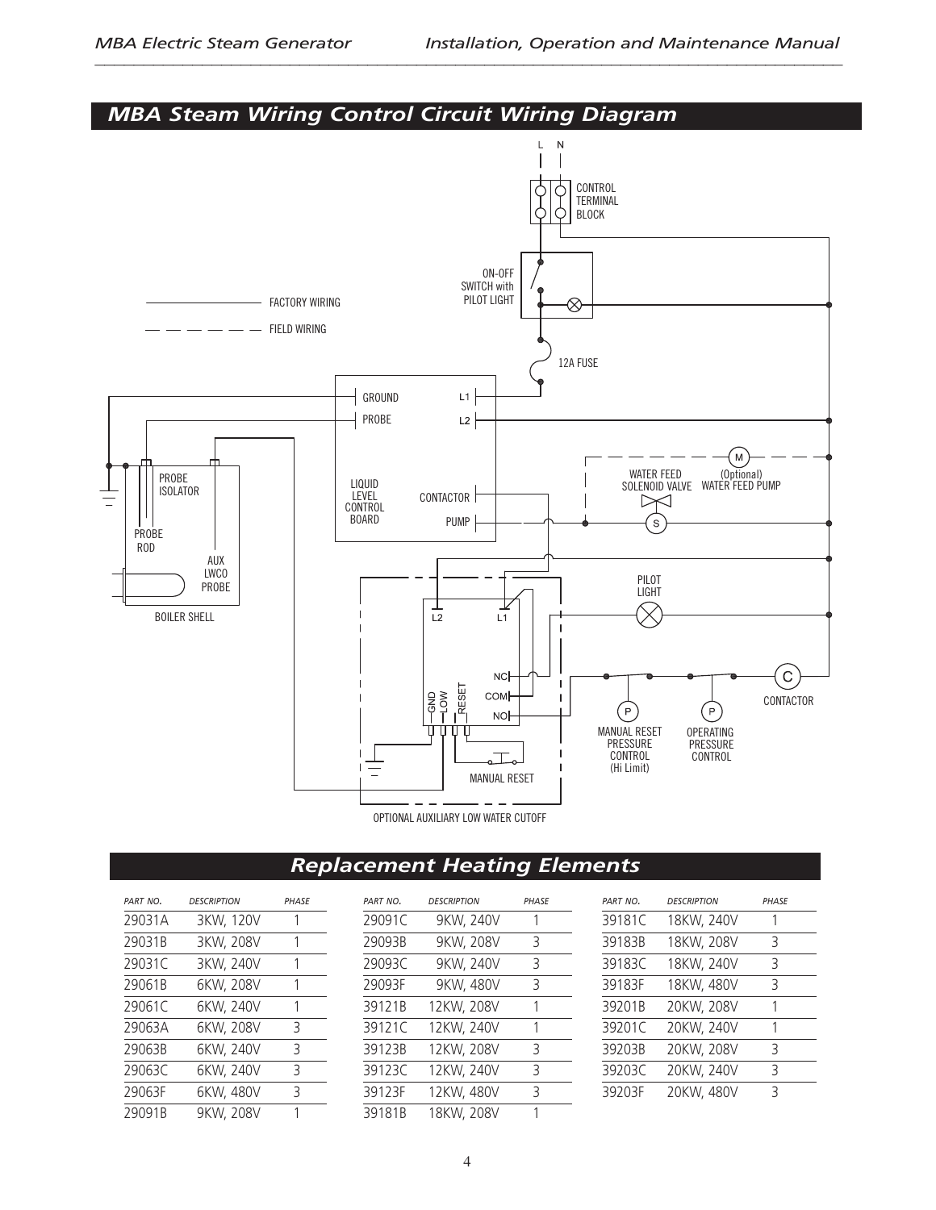## MBA Steam Wiring Control Circuit Wiring Diagram

## Replacement Heating Elements

| PART NO. | DESCRIPTION | PHASE |
|---|---|---|
| 29031A | 3KW, 120V | 1 |
| 29031B | 3KW, 208V | 1 |
| 29031C | 3KW, 240V | 1 |
| 29061B | 6KW, 208V | 1 |
| 29061C | 6KW, 240V | 1 |
| 29063A | 6KW, 208V | 3 |
| 29063B | 6KW, 240V | 3 |
| 29063C | 6KW, 240V | 3 |
| 29063F | 6KW, 480V | 3 |
| 29091B | 9KW, 208V | 1 |
| 29091C | 9KW, 240V | 1 |
| 29093B | 9KW, 208V | 3 |
| 29093C | 9KW, 240V | 3 |
| 29093F | 9KW, 480V | 3 |
| 39121B | 12KW, 208V | 1 |
| 39121C | 12KW, 240V | 1 |
| 39123B | 12KW, 208V | 3 |
| 39123C | 12KW, 240V | 3 |
| 39123F | 12KW, 480V | 3 |
| 39181B | 18KW, 208V | 1 |
| 39181C | 18KW, 240V | 1 |
| 39183B | 18KW, 208V | 3 |
| 39183C | 18KW, 240V | 3 |
| 39183F | 18KW, 480V | 3 |
| 39201B | 20KW, 208V | 1 |
| 39201C | 20KW, 240V | 1 |
| 39203B | 20KW, 208V | 3 |
| 39203C | 20KW, 240V | 3 |
| 39203F | 20KW, 480V | 3 |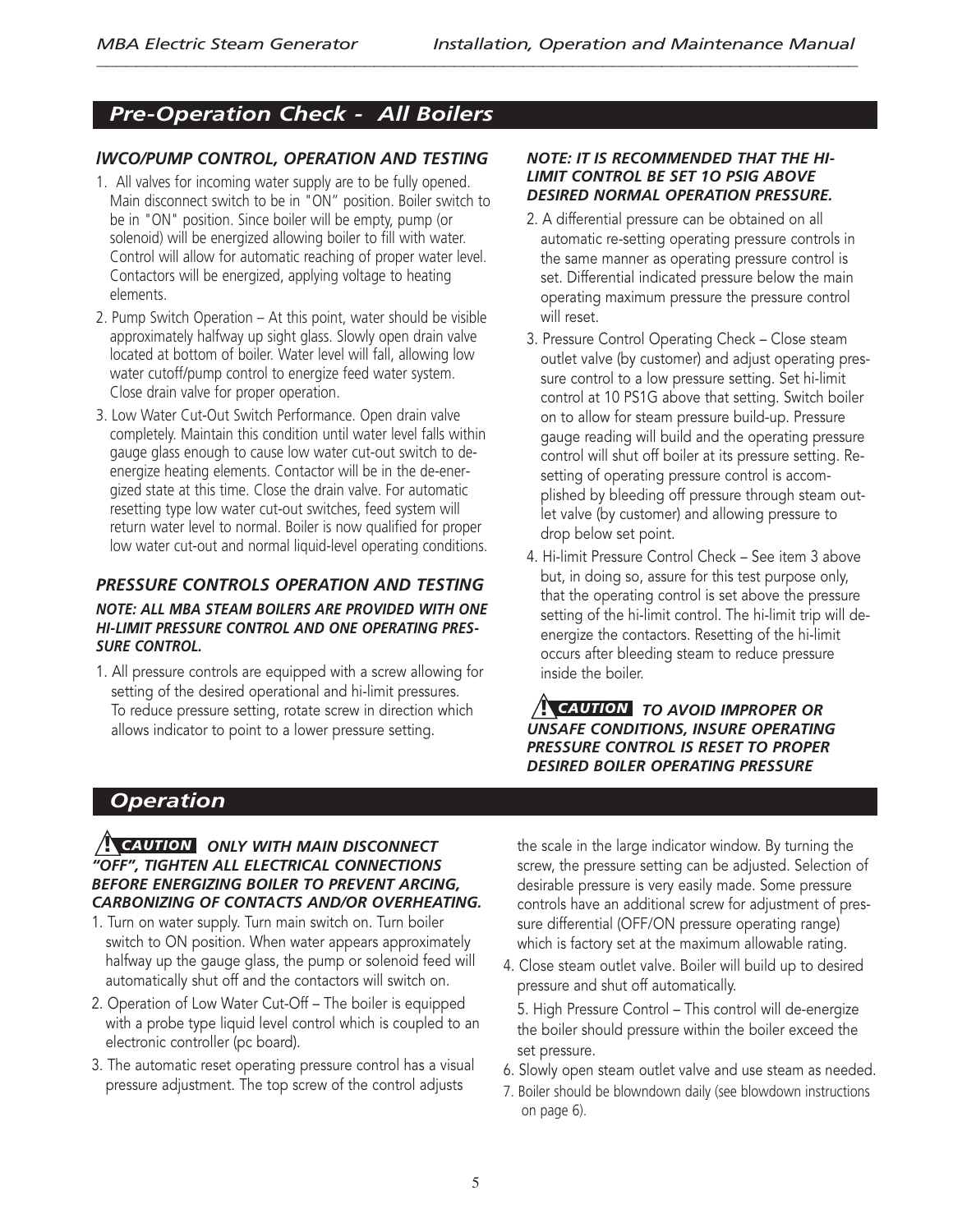## Pre-Operation Check - All Boilers

### *lWCO/PUMP CONTROL, OPERATION AND TESTING*

1. All valves for incoming water supply are to be fully opened. Main disconnect switch to be in "ON" position. Boiler switch to be in "ON" position. Since boiler will be empty, pump (or solenoid) will be energized allowing boiler to fill with water. Control will allow for automatic reaching of proper water level. Contactors will be energized, applying voltage to heating elements.
2. Pump Switch Operation – At this point, water should be visible approximately halfway up sight glass. Slowly open drain valve located at bottom of boiler. Water level will fall, allowing low water cutoff/pump control to energize feed water system. Close drain valve for proper operation.
3. Low Water Cut-Out Switch Performance. Open drain valve completely. Maintain this condition until water level falls within gauge glass enough to cause low water cut-out switch to de-energize heating elements. Contactor will be in the de-energized state at this time. Close the drain valve. For automatic resetting type low water cut-out switches, feed system will return water level to normal. Boiler is now qualified for proper low water cut-out and normal liquid-level operating conditions.

### *PRESSURE CONTROLS OPERATION AND TESTING*

***NOTE: ALL MBA STEAM BOILERS ARE PROVIDED WITH ONE HI-LIMIT PRESSURE CONTROL AND ONE OPERATING PRESSURE CONTROL.***

1. All pressure controls are equipped with a screw allowing for setting of the desired operational and hi-limit pressures. To reduce pressure setting, rotate screw in direction which allows indicator to point to a lower pressure setting.

***NOTE: IT IS RECOMMENDED THAT THE HI-LIMIT CONTROL BE SET 1O PSIG ABOVE DESIRED NORMAL OPERATION PRESSURE.***

2. A differential pressure can be obtained on all automatic re-setting operating pressure controls in the same manner as operating pressure control is set. Differential indicated pressure below the main operating maximum pressure the pressure control will reset.
3. Pressure Control Operating Check – Close steam outlet valve (by customer) and adjust operating pressure control to a low pressure setting. Set hi-limit control at 10 PS1G above that setting. Switch boiler on to allow for steam pressure build-up. Pressure gauge reading will build and the operating pressure control will shut off boiler at its pressure setting. Resetting of operating pressure control is accomplished by bleeding off pressure through steam outlet valve (by customer) and allowing pressure to drop below set point.
4. Hi-limit Pressure Control Check – See item 3 above but, in doing so, assure for this test purpose only, that the operating control is set above the pressure setting of the hi-limit control. The hi-limit trip will de-energize the contactors. Resetting of the hi-limit occurs after bleeding steam to reduce pressure inside the boiler.

***⚠ CAUTION TO AVOID IMPROPER OR UNSAFE CONDITIONS, INSURE OPERATING PRESSURE CONTROL IS RESET TO PROPER DESIRED BOILER OPERATING PRESSURE***

## Operation

***⚠ CAUTION ONLY WITH MAIN DISCONNECT "OFF", TIGHTEN ALL ELECTRICAL CONNECTIONS BEFORE ENERGIZING BOILER TO PREVENT ARCING, CARBONIZING OF CONTACTS AND/OR OVERHEATING.***

1. Turn on water supply. Turn main switch on. Turn boiler switch to ON position. When water appears approximately halfway up the gauge glass, the pump or solenoid feed will automatically shut off and the contactors will switch on.
2. Operation of Low Water Cut-Off – The boiler is equipped with a probe type liquid level control which is coupled to an electronic controller (pc board).
3. The automatic reset operating pressure control has a visual pressure adjustment. The top screw of the control adjusts the scale in the large indicator window. By turning the screw, the pressure setting can be adjusted. Selection of desirable pressure is very easily made. Some pressure controls have an additional screw for adjustment of pressure differential (OFF/ON pressure operating range) which is factory set at the maximum allowable rating.
4. Close steam outlet valve. Boiler will build up to desired pressure and shut off automatically.
5. High Pressure Control – This control will de-energize the boiler should pressure within the boiler exceed the set pressure.
6. Slowly open steam outlet valve and use steam as needed.
7. Boiler should be blowndown daily (see blowdown instructions on page 6).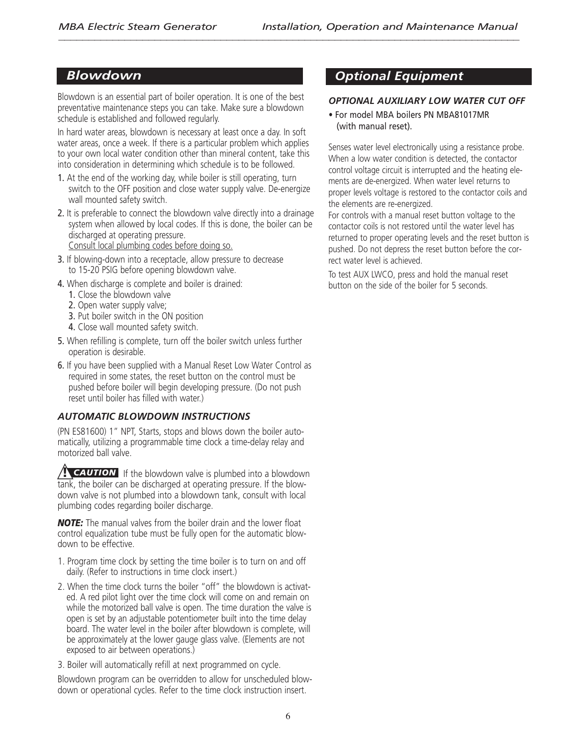## Blowdown

Blowdown is an essential part of boiler operation. It is one of the best preventative maintenance steps you can take. Make sure a blowdown schedule is established and followed regularly.

In hard water areas, blowdown is necessary at least once a day. In soft water areas, once a week. If there is a particular problem which applies to your own local water condition other than mineral content, take this into consideration in determining which schedule is to be followed.

1. At the end of the working day, while boiler is still operating, turn switch to the OFF position and close water supply valve. De-energize wall mounted safety switch.
2. It is preferable to connect the blowdown valve directly into a drainage system when allowed by local codes. If this is done, the boiler can be discharged at operating pressure.
   <u>Consult local plumbing codes before doing so.</u>
3. If blowing-down into a receptacle, allow pressure to decrease to 15-20 PSIG before opening blowdown valve.
4. When discharge is complete and boiler is drained:
   1. Close the blowdown valve
   2. Open water supply valve;
   3. Put boiler switch in the ON position
   4. Close wall mounted safety switch.
5. When refilling is complete, turn off the boiler switch unless further operation is desirable.
6. If you have been supplied with a Manual Reset Low Water Control as required in some states, the reset button on the control must be pushed before boiler will begin developing pressure. (Do not push reset until boiler has filled with water.)

### *AUTOMATIC BLOWDOWN INSTRUCTIONS*

(PN ES81600) 1" NPT, Starts, stops and blows down the boiler automatically, utilizing a programmable time clock a time-delay relay and motorized ball valve.

**⚠ CAUTION** If the blowdown valve is plumbed into a blowdown tank, the boiler can be discharged at operating pressure. If the blowdown valve is not plumbed into a blowdown tank, consult with local plumbing codes regarding boiler discharge.

***NOTE:*** The manual valves from the boiler drain and the lower float control equalization tube must be fully open for the automatic blowdown to be effective.

1. Program time clock by setting the time boiler is to turn on and off daily. (Refer to instructions in time clock insert.)
2. When the time clock turns the boiler "off" the blowdown is activated. A red pilot light over the time clock will come on and remain on while the motorized ball valve is open. The time duration the valve is open is set by an adjustable potentiometer built into the time delay board. The water level in the boiler after blowdown is complete, will be approximately at the lower gauge glass valve. (Elements are not exposed to air between operations.)
3. Boiler will automatically refill at next programmed on cycle.

Blowdown program can be overridden to allow for unscheduled blowdown or operational cycles. Refer to the time clock instruction insert.

## Optional Equipment

### *OPTIONAL AUXILIARY LOW WATER CUT OFF*

- For model MBA boilers PN MBA81017MR (with manual reset).

Senses water level electronically using a resistance probe. When a low water condition is detected, the contactor control voltage circuit is interrupted and the heating elements are de-energized. When water level returns to proper levels voltage is restored to the contactor coils and the elements are re-energized.

For controls with a manual reset button voltage to the contactor coils is not restored until the water level has returned to proper operating levels and the reset button is pushed. Do not depress the reset button before the correct water level is achieved.

To test AUX LWCO, press and hold the manual reset button on the side of the boiler for 5 seconds.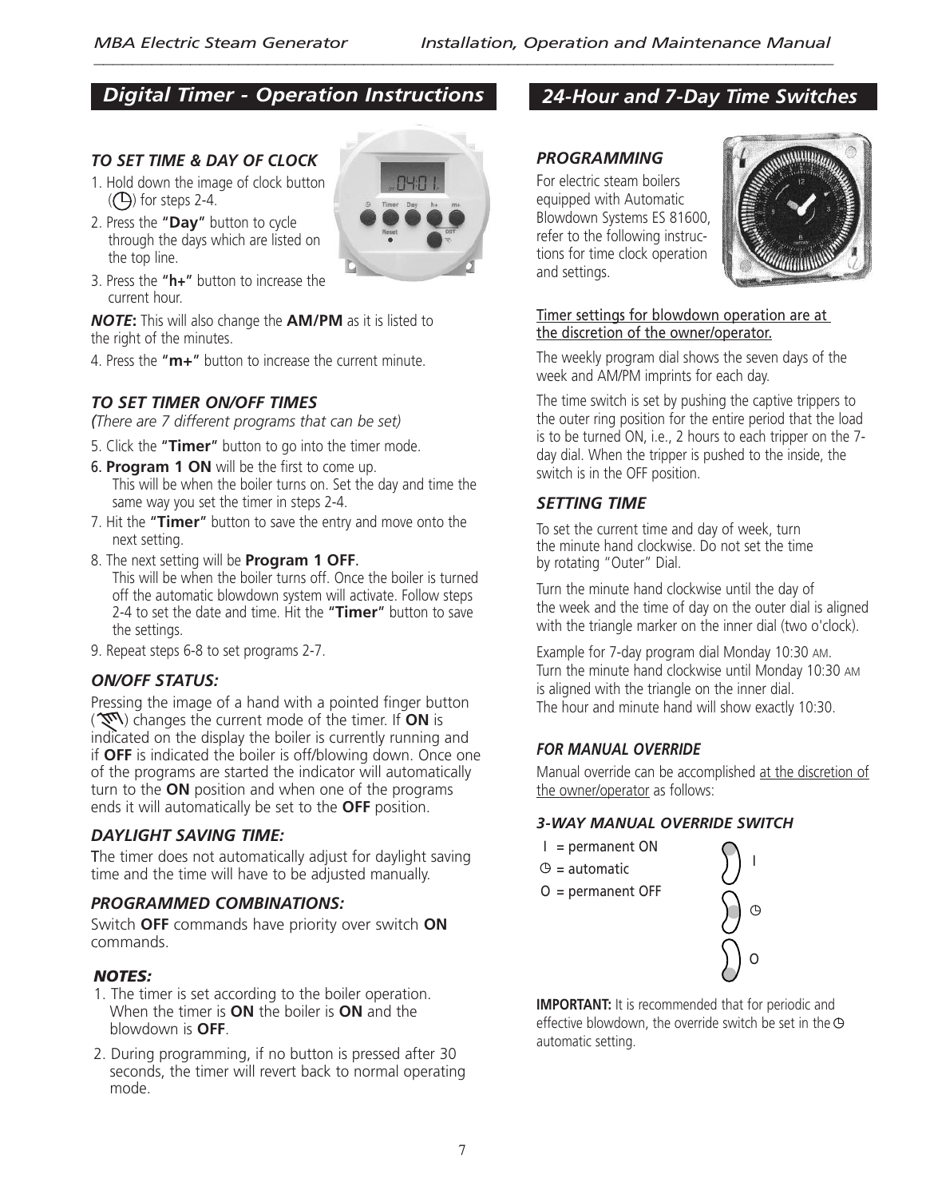## Digital Timer - Operation Instructions

### TO SET TIME & DAY OF CLOCK

1. Hold down the image of clock button (◷) for steps 2-4.
2. Press the **"Day"** button to cycle through the days which are listed on the top line.
3. Press the **"h+"** button to increase the current hour.

***NOTE*:** This will also change the **AM/PM** as it is listed to the right of the minutes.

4. Press the **"m+"** button to increase the current minute.

### TO SET TIMER ON/OFF TIMES

*(There are 7 different programs that can be set)*

5. Click the **"Timer"** button to go into the timer mode.
6. **Program 1 ON** will be the first to come up. This will be when the boiler turns on. Set the day and time the same way you set the timer in steps 2-4.
7. Hit the **"Timer"** button to save the entry and move onto the next setting.
8. The next setting will be **Program 1 OFF**. This will be when the boiler turns off. Once the boiler is turned off the automatic blowdown system will activate. Follow steps 2-4 to set the date and time. Hit the **"Timer"** button to save the settings.
9. Repeat steps 6-8 to set programs 2-7.

### ON/OFF STATUS:

Pressing the image of a hand with a pointed finger button (☟) changes the current mode of the timer. If **ON** is indicated on the display the boiler is currently running and if **OFF** is indicated the boiler is off/blowing down. Once one of the programs are started the indicator will automatically turn to the **ON** position and when one of the programs ends it will automatically be set to the **OFF** position.

### DAYLIGHT SAVING TIME:

The timer does not automatically adjust for daylight saving time and the time will have to be adjusted manually.

### PROGRAMMED COMBINATIONS:

Switch **OFF** commands have priority over switch **ON** commands.

### NOTES:

1. The timer is set according to the boiler operation. When the timer is **ON** the boiler is **ON** and the blowdown is **OFF**.
2. During programming, if no button is pressed after 30 seconds, the timer will revert back to normal operating mode.

## 24-Hour and 7-Day Time Switches

### PROGRAMMING

For electric steam boilers equipped with Automatic Blowdown Systems ES 81600, refer to the following instructions for time clock operation and settings.

<u>Timer settings for blowdown operation are at the discretion of the owner/operator.</u>

The weekly program dial shows the seven days of the week and AM/PM imprints for each day.

The time switch is set by pushing the captive trippers to the outer ring position for the entire period that the load is to be turned ON, i.e., 2 hours to each tripper on the 7-day dial. When the tripper is pushed to the inside, the switch is in the OFF position.

### SETTING TIME

To set the current time and day of week, turn the minute hand clockwise. Do not set the time by rotating "Outer" Dial.

Turn the minute hand clockwise until the day of the week and the time of day on the outer dial is aligned with the triangle marker on the inner dial (two o'clock).

Example for 7-day program dial Monday 10:30 AM.
Turn the minute hand clockwise until Monday 10:30 AM is aligned with the triangle on the inner dial.
The hour and minute hand will show exactly 10:30.

### FOR MANUAL OVERRIDE

Manual override can be accomplished <u>at the discretion of the owner/operator</u> as follows:

#### 3-WAY MANUAL OVERRIDE SWITCH

I = permanent ON
◷ = automatic
O = permanent OFF

**IMPORTANT:** It is recommended that for periodic and effective blowdown, the override switch be set in the ◷ automatic setting.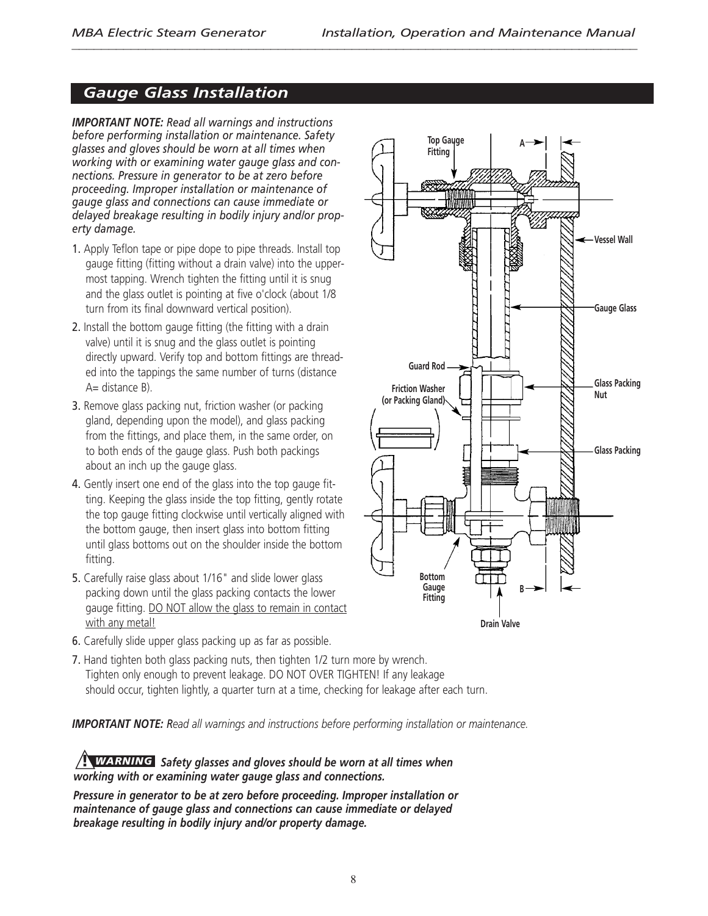## Gauge Glass Installation

***IMPORTANT NOTE:*** *Read all warnings and instructions before performing installation or maintenance. Safety glasses and gloves should be worn at all times when working with or examining water gauge glass and connections. Pressure in generator to be at zero before proceeding. Improper installation or maintenance of gauge glass and connections can cause immediate or delayed breakage resulting in bodily injury and/or property damage.*

1. Apply Teflon tape or pipe dope to pipe threads. Install top gauge fitting (fitting without a drain valve) into the uppermost tapping. Wrench tighten the fitting until it is snug and the glass outlet is pointing at five o'clock (about 1/8 turn from its final downward vertical position).
2. Install the bottom gauge fitting (the fitting with a drain valve) until it is snug and the glass outlet is pointing directly upward. Verify top and bottom fittings are threaded into the tappings the same number of turns (distance A= distance B).
3. Remove glass packing nut, friction washer (or packing gland, depending upon the model), and glass packing from the fittings, and place them, in the same order, on to both ends of the gauge glass. Push both packings about an inch up the gauge glass.
4. Gently insert one end of the glass into the top gauge fitting. Keeping the glass inside the top fitting, gently rotate the top gauge fitting clockwise until vertically aligned with the bottom gauge, then insert glass into bottom fitting until glass bottoms out on the shoulder inside the bottom fitting.
5. Carefully raise glass about 1/16" and slide lower glass packing down until the glass packing contacts the lower gauge fitting. <u>DO NOT allow the glass to remain in contact with any metal!</u>
6. Carefully slide upper glass packing up as far as possible.
7. Hand tighten both glass packing nuts, then tighten 1/2 turn more by wrench. Tighten only enough to prevent leakage. DO NOT OVER TIGHTEN! If any leakage should occur, tighten lightly, a quarter turn at a time, checking for leakage after each turn.

Top Gauge Fitting — A — Vessel Wall — Gauge Glass — Guard Rod — Friction Washer (or Packing Gland) — Glass Packing Nut — Glass Packing — Bottom Gauge Fitting — B — Drain Valve

***IMPORTANT NOTE:*** *Read all warnings and instructions before performing installation or maintenance.*

***WARNING*** ***Safety glasses and gloves should be worn at all times when working with or examining water gauge glass and connections.***

***Pressure in generator to be at zero before proceeding. Improper installation or maintenance of gauge glass and connections can cause immediate or delayed breakage resulting in bodily injury and/or property damage.***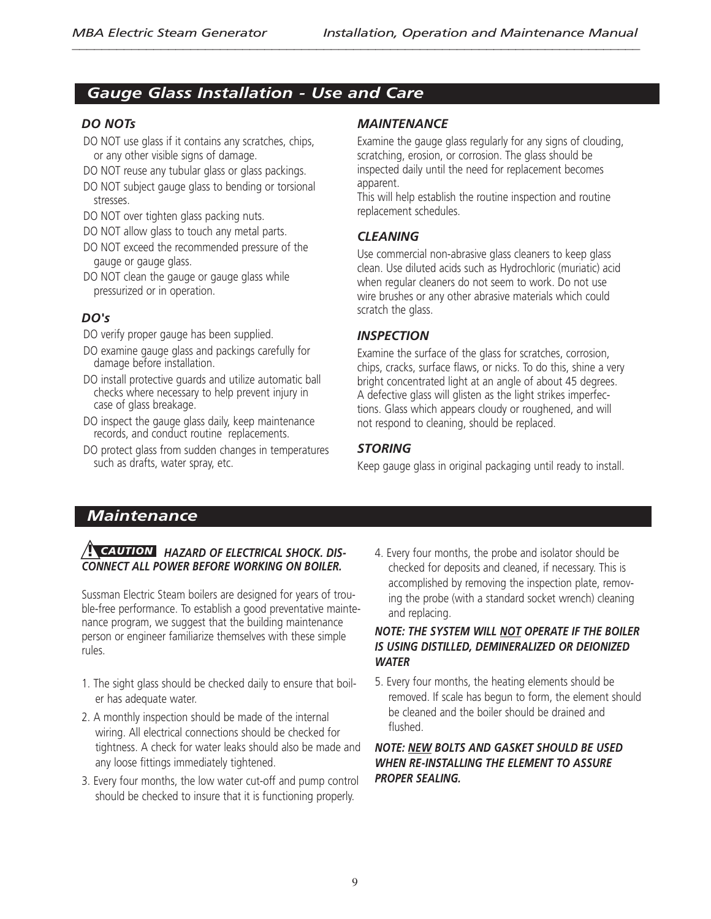## Gauge Glass Installation - Use and Care

### *DO NOTs*

- DO NOT use glass if it contains any scratches, chips, or any other visible signs of damage.
- DO NOT reuse any tubular glass or glass packings.
- DO NOT subject gauge glass to bending or torsional stresses.
- DO NOT over tighten glass packing nuts.
- DO NOT allow glass to touch any metal parts.
- DO NOT exceed the recommended pressure of the gauge or gauge glass.
- DO NOT clean the gauge or gauge glass while pressurized or in operation.

### *DO's*

- DO verify proper gauge has been supplied.
- DO examine gauge glass and packings carefully for damage before installation.
- DO install protective guards and utilize automatic ball checks where necessary to help prevent injury in case of glass breakage.
- DO inspect the gauge glass daily, keep maintenance records, and conduct routine replacements.
- DO protect glass from sudden changes in temperatures such as drafts, water spray, etc.

### *MAINTENANCE*

Examine the gauge glass regularly for any signs of clouding, scratching, erosion, or corrosion. The glass should be inspected daily until the need for replacement becomes apparent.
This will help establish the routine inspection and routine replacement schedules.

### *CLEANING*

Use commercial non-abrasive glass cleaners to keep glass clean. Use diluted acids such as Hydrochloric (muriatic) acid when regular cleaners do not seem to work. Do not use wire brushes or any other abrasive materials which could scratch the glass.

### *INSPECTION*

Examine the surface of the glass for scratches, corrosion, chips, cracks, surface flaws, or nicks. To do this, shine a very bright concentrated light at an angle of about 45 degrees. A defective glass will glisten as the light strikes imperfections. Glass which appears cloudy or roughened, and will not respond to cleaning, should be replaced.

### *STORING*

Keep gauge glass in original packaging until ready to install.

## Maintenance

**⚠ CAUTION** ***HAZARD OF ELECTRICAL SHOCK. DISCONNECT ALL POWER BEFORE WORKING ON BOILER.***

Sussman Electric Steam boilers are designed for years of trouble-free performance. To establish a good preventative maintenance program, we suggest that the building maintenance person or engineer familiarize themselves with these simple rules.

1. The sight glass should be checked daily to ensure that boiler has adequate water.
2. A monthly inspection should be made of the internal wiring. All electrical connections should be checked for tightness. A check for water leaks should also be made and any loose fittings immediately tightened.
3. Every four months, the low water cut-off and pump control should be checked to insure that it is functioning properly.
4. Every four months, the probe and isolator should be checked for deposits and cleaned, if necessary. This is accomplished by removing the inspection plate, removing the probe (with a standard socket wrench) cleaning and replacing.

***NOTE: THE SYSTEM WILL <u>NOT</u> OPERATE IF THE BOILER IS USING DISTILLED, DEMINERALIZED OR DEIONIZED WATER***

5. Every four months, the heating elements should be removed. If scale has begun to form, the element should be cleaned and the boiler should be drained and flushed.

***NOTE: <u>NEW</u> BOLTS AND GASKET SHOULD BE USED WHEN RE-INSTALLING THE ELEMENT TO ASSURE PROPER SEALING.***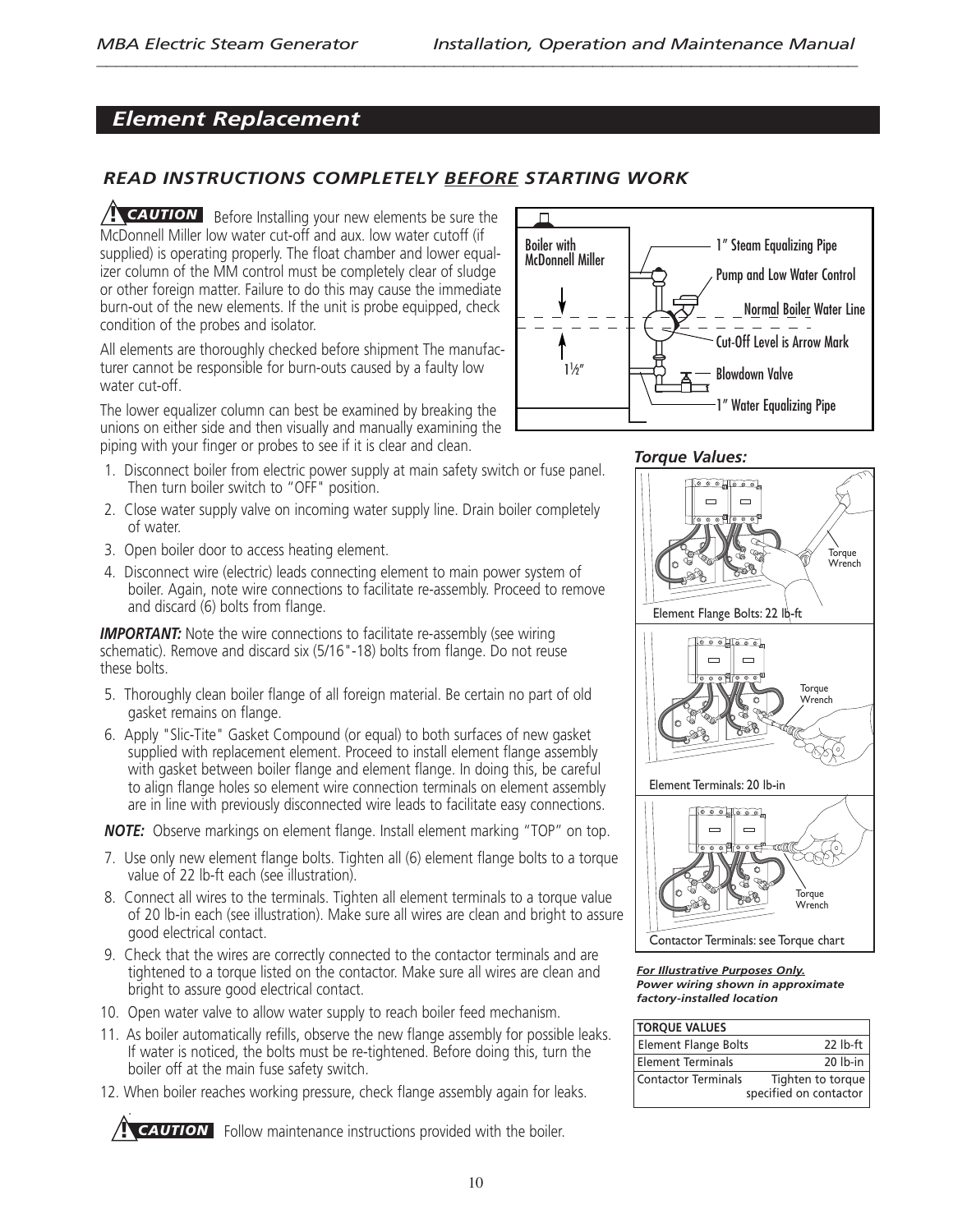## Element Replacement

### READ INSTRUCTIONS COMPLETELY BEFORE STARTING WORK

**⚠ CAUTION** Before Installing your new elements be sure the McDonnell Miller low water cut-off and aux. low water cutoff (if supplied) is operating properly. The float chamber and lower equalizer column of the MM control must be completely clear of sludge or other foreign matter. Failure to do this may cause the immediate burn-out of the new elements. If the unit is probe equipped, check condition of the probes and isolator.

All elements are thoroughly checked before shipment The manufacturer cannot be responsible for burn-outs caused by a faulty low water cut-off.

The lower equalizer column can best be examined by breaking the unions on either side and then visually and manually examining the piping with your finger or probes to see if it is clear and clean.

Boiler with McDonnell Miller
1" Steam Equalizing Pipe
Pump and Low Water Control
Normal Boiler Water Line
Cut-Off Level is Arrow Mark
1½"
Blowdown Valve
1" Water Equalizing Pipe

1. Disconnect boiler from electric power supply at main safety switch or fuse panel. Then turn boiler switch to "OFF" position.
2. Close water supply valve on incoming water supply line. Drain boiler completely of water.
3. Open boiler door to access heating element.
4. Disconnect wire (electric) leads connecting element to main power system of boiler. Again, note wire connections to facilitate re-assembly. Proceed to remove and discard (6) bolts from flange.

***IMPORTANT:*** Note the wire connections to facilitate re-assembly (see wiring schematic). Remove and discard six (5/16"-18) bolts from flange. Do not reuse these bolts.

5. Thoroughly clean boiler flange of all foreign material. Be certain no part of old gasket remains on flange.
6. Apply "Slic-Tite" Gasket Compound (or equal) to both surfaces of new gasket supplied with replacement element. Proceed to install element flange assembly with gasket between boiler flange and element flange. In doing this, be careful to align flange holes so element wire connection terminals on element assembly are in line with previously disconnected wire leads to facilitate easy connections.

***NOTE:*** Observe markings on element flange. Install element marking "TOP" on top.

7. Use only new element flange bolts. Tighten all (6) element flange bolts to a torque value of 22 lb-ft each (see illustration).
8. Connect all wires to the terminals. Tighten all element terminals to a torque value of 20 lb-in each (see illustration). Make sure all wires are clean and bright to assure good electrical contact.
9. Check that the wires are correctly connected to the contactor terminals and are tightened to a torque listed on the contactor. Make sure all wires are clean and bright to assure good electrical contact.
10. Open water valve to allow water supply to reach boiler feed mechanism.
11. As boiler automatically refills, observe the new flange assembly for possible leaks. If water is noticed, the bolts must be re-tightened. Before doing this, turn the boiler off at the main fuse safety switch.
12. When boiler reaches working pressure, check flange assembly again for leaks.

**⚠ CAUTION** Follow maintenance instructions provided with the boiler.

### Torque Values:

Torque Wrench

Element Flange Bolts: 22 lb-ft

Torque Wrench

Element Terminals: 20 lb-in

Torque Wrench

Contactor Terminals: see Torque chart

***For Illustrative Purposes Only. Power wiring shown in approximate factory-installed location***

| TORQUE VALUES | |
|---|---|
| Element Flange Bolts | 22 lb-ft |
| Element Terminals | 20 lb-in |
| Contactor Terminals | Tighten to torque specified on contactor |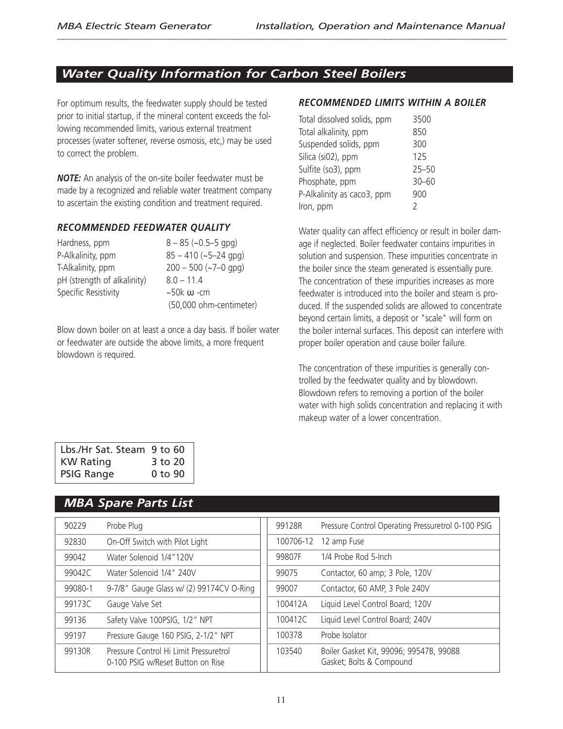## Water Quality Information for Carbon Steel Boilers

For optimum results, the feedwater supply should be tested prior to initial startup, if the mineral content exceeds the following recommended limits, various external treatment processes (water softener, reverse osmosis, etc,) may be used to correct the problem.

***NOTE:*** An analysis of the on-site boiler feedwater must be made by a recognized and reliable water treatment company to ascertain the existing condition and treatment required.

### *RECOMMENDED FEEDWATER QUALITY*

| | |
|---|---|
| Hardness, ppm | 8 – 85 (~0.5–5 gpg) |
| P-Alkalinity, ppm | 85 – 410 (~5–24 gpg) |
| T-Alkalinity, ppm | 200 – 500 (~7–0 gpg) |
| pH (strength of alkalinity) | 8.0 – 11.4 |
| Specific Resistivity | ~50k ω -cm (50,000 ohm-centimeter) |

Blow down boiler on at least a once a day basis. If boiler water or feedwater are outside the above limits, a more frequent blowdown is required.

### *RECOMMENDED LIMITS WITHIN A BOILER*

| | |
|---|---|
| Total dissolved solids, ppm | 3500 |
| Total alkalinity, ppm | 850 |
| Suspended solids, ppm | 300 |
| Silica (si02), ppm | 125 |
| Sulfite (so3), ppm | 25–50 |
| Phosphate, ppm | 30–60 |
| P-Alkalinity as caco3, ppm | 900 |
| Iron, ppm | 2 |

Water quality can affect efficiency or result in boiler damage if neglected. Boiler feedwater contains impurities in solution and suspension. These impurities concentrate in the boiler since the steam generated is essentially pure. The concentration of these impurities increases as more feedwater is introduced into the boiler and steam is produced. If the suspended solids are allowed to concentrate beyond certain limits, a deposit or "scale" will form on the boiler internal surfaces. This deposit can interfere with proper boiler operation and cause boiler failure.

The concentration of these impurities is generally controlled by the feedwater quality and by blowdown. Blowdown refers to removing a portion of the boiler water with high solids concentration and replacing it with makeup water of a lower concentration.

| | |
|---|---|
| Lbs./Hr Sat. Steam | 9 to 60 |
| KW Rating | 3 to 20 |
| PSIG Range | 0 to 90 |

## MBA Spare Parts List

| | | | |
|---|---|---|---|
| 90229 | Probe Plug | 99128R | Pressure Control Operating Pressuretrol 0-100 PSIG |
| 92830 | On-Off Switch with Pilot Light | 100706-12 | 12 amp Fuse |
| 99042 | Water Solenoid 1/4"120V | 99807F | 1/4 Probe Rod 5-Inch |
| 99042C | Water Solenoid 1/4" 240V | 99075 | Contactor, 60 amp; 3 Pole, 120V |
| 99080-1 | 9-7/8" Gauge Glass w/ (2) 99174CV O-Ring | 99007 | Contactor, 60 AMP, 3 Pole 240V |
| 99173C | Gauge Valve Set | 100412A | Liquid Level Control Board; 120V |
| 99136 | Safety Valve 100PSIG, 1/2" NPT | 100412C | Liquid Level Control Board; 240V |
| 99197 | Pressure Gauge 160 PSIG, 2-1/2" NPT | 100378 | Probe Isolator |
| 99130R | Pressure Control Hi Limit Pressuretrol 0-100 PSIG w/Reset Button on Rise | 103540 | Boiler Gasket Kit, 99096; 99547B, 99088 Gasket; Bolts & Compound |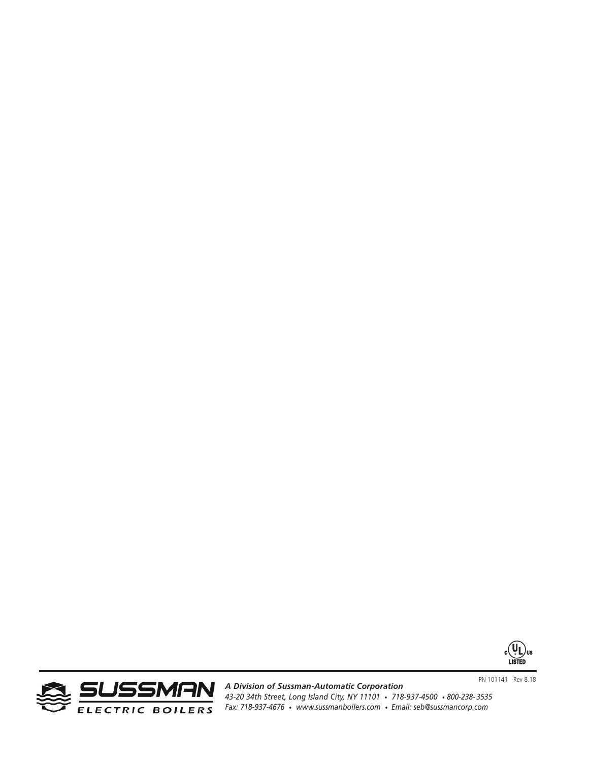c UL us LISTED

PN 101141 Rev 8.18

SUSSMAN ELECTRIC BOILERS

***A Division of Sussman-Automatic Corporation***

*43-20 34th Street, Long Island City, NY 11101 • 718-937-4500 • 800-238- 3535*

*Fax: 718-937-4676 • www.sussmanboilers.com • Email: seb@sussmancorp.com*